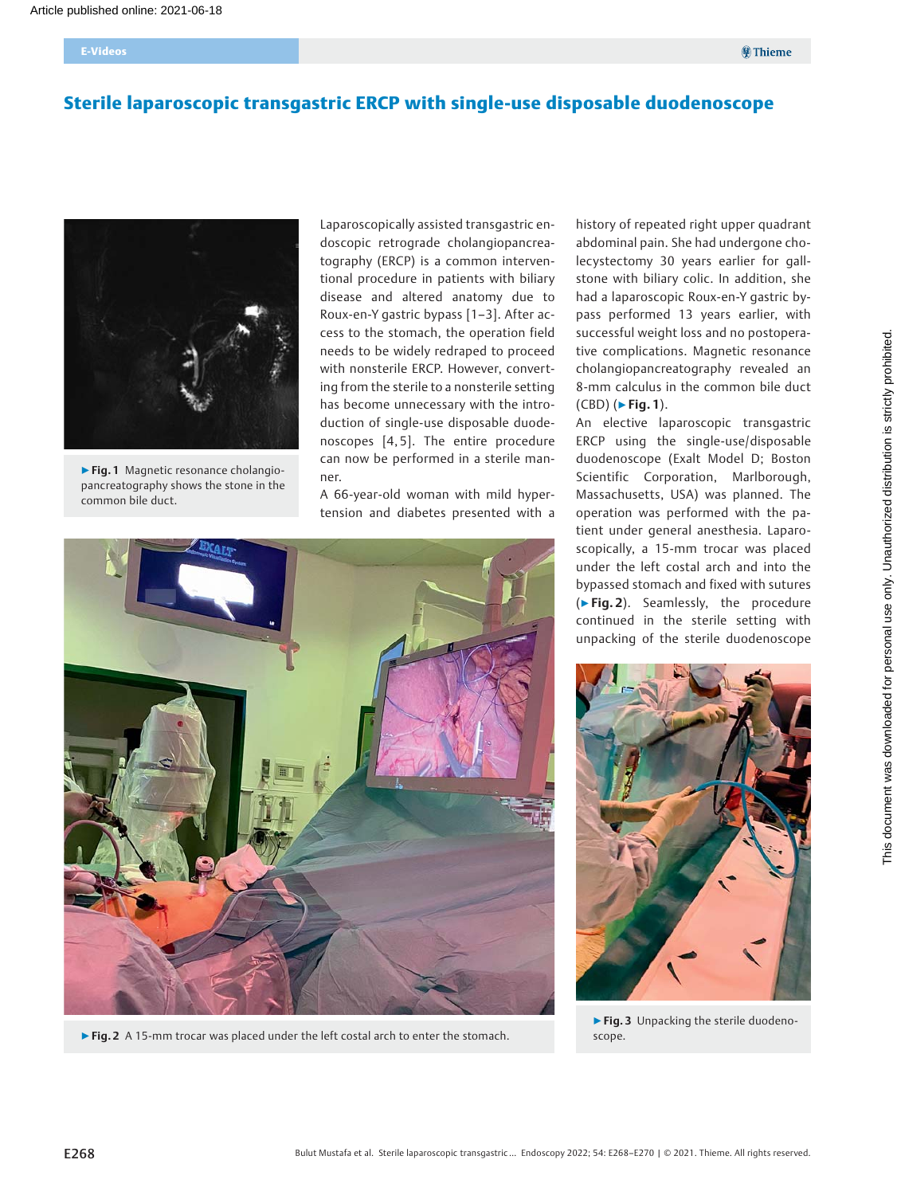# Sterile laparoscopic transgastric ERCP with single-use disposable duodenoscope

Laparoscopically assisted transgastric endoscopic retrograde cholangiopancreatography (ERCP) is a common interventional procedure in patients with biliary disease and altered anatomy due to Roux-en-Y gastric bypass [1–3]. After access to the stomach, the operation field needs to be widely redraped to proceed with nonsterile ERCP. However, converting from the sterile to a nonsterile setting has become unnecessary with the introduction of single-use disposable duodenoscopes [4, 5]. The entire procedure can now be performed in a sterile manner.

A 66-year-old woman with mild hypertension and diabetes presented with a history of repeated right upper quadrant abdominal pain. She had undergone cholecystectomy 30 years earlier for gallstone with biliary colic. In addition, she had a laparoscopic Roux-en-Y gastric bypass performed 13 years earlier, with successful weight loss and no postoperative complications. Magnetic resonance cholangiopancreatography revealed an 8-mm calculus in the common bile duct (CBD) (▶ **Fig. 1**).

An elective laparoscopic transgastric ERCP using the single-use/disposable duodenoscope (Exalt Model D; Boston Scientific Corporation, Marlborough, Massachusetts, USA) was planned. The operation was performed with the patient under general anesthesia. Laparoscopically, a 15-mm trocar was placed under the left costal arch and into the bypassed stomach and fixed with sutures (▶ **Fig. 2**). Seamlessly, the procedure continued in the sterile setting with unpacking of the sterile duodenoscope

▶ **Fig. 1** Magnetic resonance cholangiopancreatography shows the stone in the common bile duct.

▶ **Fig. 2** A 15-mm trocar was placed under the left costal arch to enter the stomach.

▶ **Fig. 3** Unpacking the sterile duodenoscope.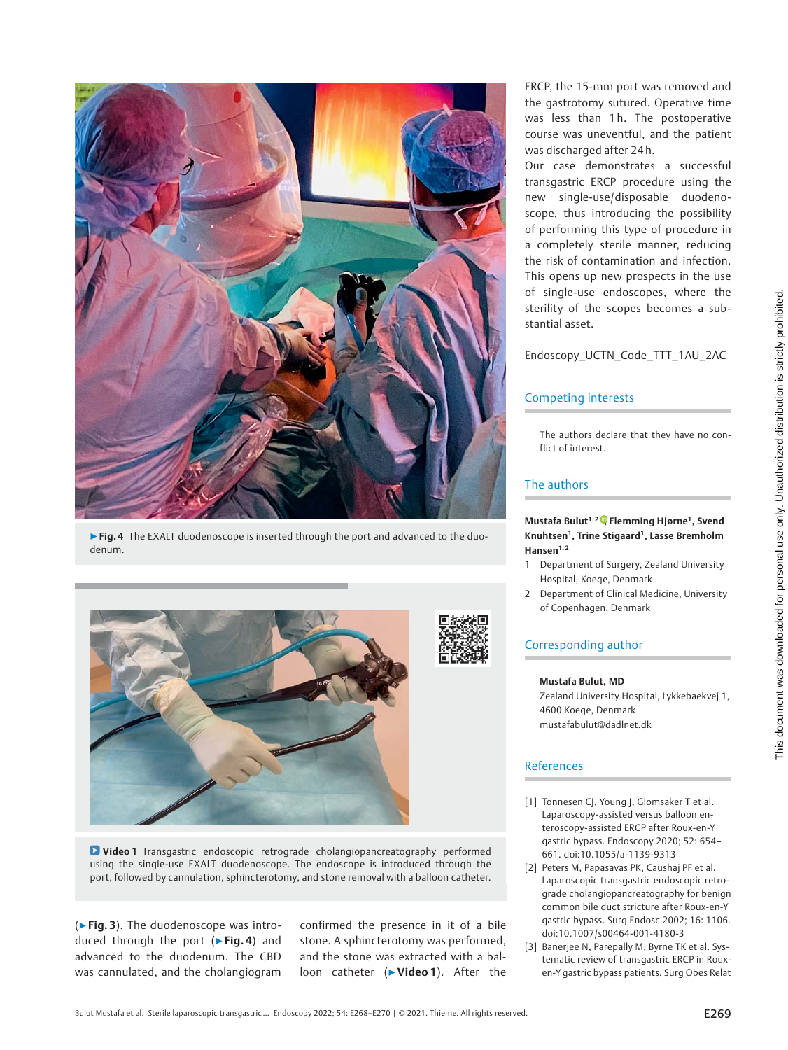▶ **Fig. 4** The EXALT duodenoscope is inserted through the port and advanced to the duodenum.

**Video 1** Transgastric endoscopic retrograde cholangiopancreatography performed using the single-use EXALT duodenoscope. The endoscope is introduced through the port, followed by cannulation, sphincterotomy, and stone removal with a balloon catheter.

(▶ **Fig. 3**). The duodenoscope was introduced through the port (▶ **Fig. 4**) and advanced to the duodenum. The CBD was cannulated, and the cholangiogram confirmed the presence in it of a bile stone. A sphincterotomy was performed, and the stone was extracted with a balloon catheter (▶ **Video 1**). After the ERCP, the 15-mm port was removed and the gastrotomy sutured. Operative time was less than 1 h. The postoperative course was uneventful, and the patient was discharged after 24 h.

Our case demonstrates a successful transgastric ERCP procedure using the new single-use/disposable duodenoscope, thus introducing the possibility of performing this type of procedure in a completely sterile manner, reducing the risk of contamination and infection. This opens up new prospects in the use of single-use endoscopes, where the sterility of the scopes becomes a substantial asset.

Endoscopy_UCTN_Code_TTT_1AU_2AC

## Competing interests

The authors declare that they have no conflict of interest.

## The authors

**Mustafa Bulut[1,2], Flemming Hjørne[1], Svend Knuhtsen[1], Trine Stigaard[1], Lasse Bremholm Hansen[1,2]**

1. Department of Surgery, Zealand University Hospital, Koege, Denmark
2. Department of Clinical Medicine, University of Copenhagen, Denmark

## Corresponding author

**Mustafa Bulut, MD**
Zealand University Hospital, Lykkebaekvej 1, 4600 Koege, Denmark
mustafabulut@dadlnet.dk

## References

[1] Tonnesen CJ, Young J, Glomsaker T et al. Laparoscopy-assisted versus balloon enteroscopy-assisted ERCP after Roux-en-Y gastric bypass. Endoscopy 2020; 52: 654–661. doi:10.1055/a-1139-9313

[2] Peters M, Papasavas PK, Caushaj PF et al. Laparoscopic transgastric endoscopic retrograde cholangiopancreatography for benign common bile duct stricture after Roux-en-Y gastric bypass. Surg Endosc 2002; 16: 1106. doi:10.1007/s00464-001-4180-3

[3] Banerjee N, Parepally M, Byrne TK et al. Systematic review of transgastric ERCP in Roux-en-Y gastric bypass patients. Surg Obes Relat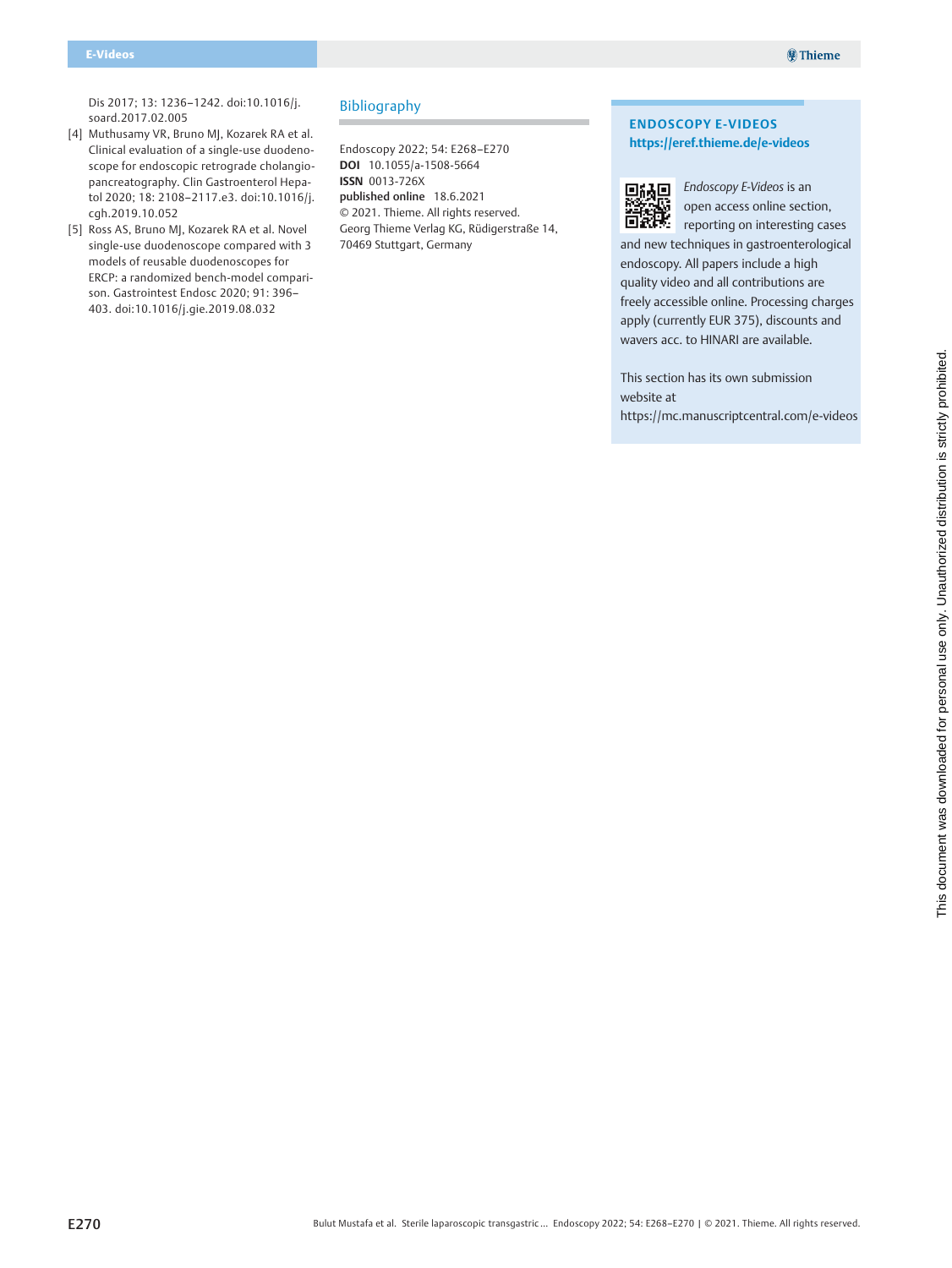Dis 2017; 13: 1236–1242. doi:10.1016/j.soard.2017.02.005

[4] Muthusamy VR, Bruno MJ, Kozarek RA et al. Clinical evaluation of a single-use duodenoscope for endoscopic retrograde cholangiopancreatography. Clin Gastroenterol Hepatol 2020; 18: 2108–2117.e3. doi:10.1016/j.cgh.2019.10.052

[5] Ross AS, Bruno MJ, Kozarek RA et al. Novel single-use duodenoscope compared with 3 models of reusable duodenoscopes for ERCP: a randomized bench-model comparison. Gastrointest Endosc 2020; 91: 396–403. doi:10.1016/j.gie.2019.08.032

## Bibliography

Endoscopy 2022; 54: E268–E270
**DOI** 10.1055/a-1508-5664
**ISSN** 0013-726X
**published online** 18.6.2021
© 2021. Thieme. All rights reserved.
Georg Thieme Verlag KG, Rüdigerstraße 14, 70469 Stuttgart, Germany

### ENDOSCOPY E-VIDEOS
**https://eref.thieme.de/e-videos**

*Endoscopy E-Videos* is an open access online section, reporting on interesting cases and new techniques in gastroenterological endoscopy. All papers include a high quality video and all contributions are freely accessible online. Processing charges apply (currently EUR 375), discounts and wavers acc. to HINARI are available.

This section has its own submission website at
https://mc.manuscriptcentral.com/e-videos